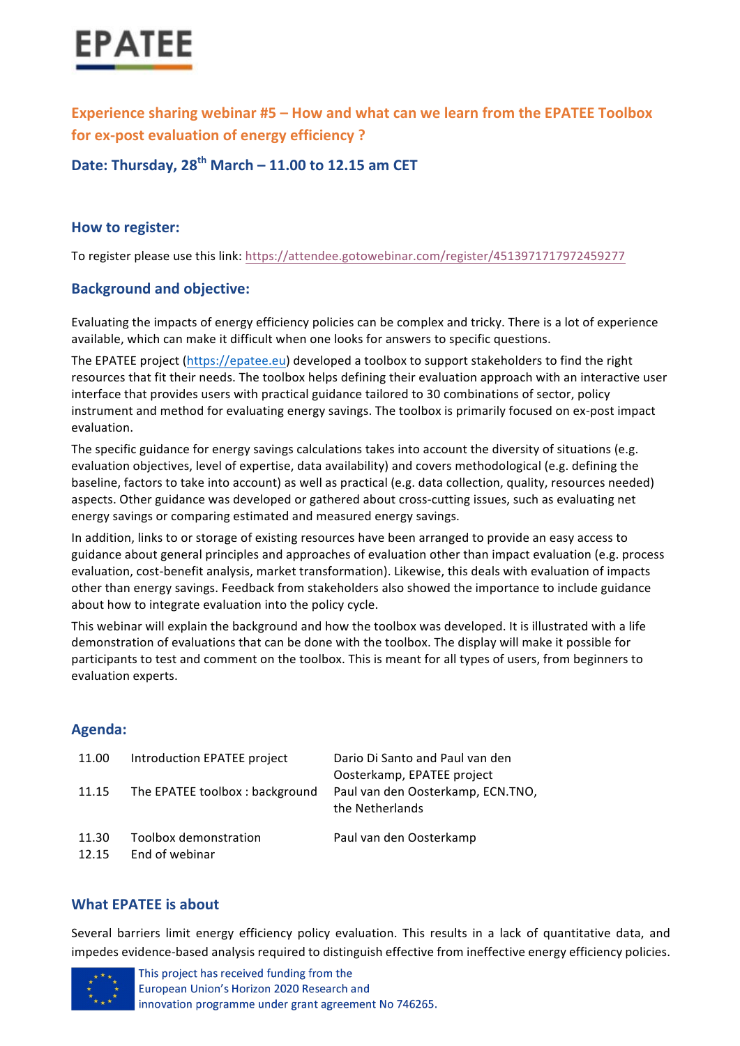# EPATEE

## Experience sharing webinar #5 – How and what can we learn from the EPATEE Toolbox for ex-post evaluation of energy efficiency ?

### Date: Thursday, 28th March – 11.00 to 12.15 am CET

### How to register:

To register please use this link: https://attendee.gotowebinar.com/register/4513971717972459277

### Background and objective:

Evaluating the impacts of energy efficiency policies can be complex and tricky. There is a lot of experience available, which can make it difficult when one looks for answers to specific questions.

The EPATEE project (https://epatee.eu) developed a toolbox to support stakeholders to find the right resources that fit their needs. The toolbox helps defining their evaluation approach with an interactive user interface that provides users with practical guidance tailored to 30 combinations of sector, policy instrument and method for evaluating energy savings. The toolbox is primarily focused on ex-post impact evaluation.

The specific guidance for energy savings calculations takes into account the diversity of situations (e.g. evaluation objectives, level of expertise, data availability) and covers methodological (e.g. defining the baseline, factors to take into account) as well as practical (e.g. data collection, quality, resources needed) aspects. Other guidance was developed or gathered about cross-cutting issues, such as evaluating net energy savings or comparing estimated and measured energy savings.

In addition, links to or storage of existing resources have been arranged to provide an easy access to guidance about general principles and approaches of evaluation other than impact evaluation (e.g. process evaluation, cost-benefit analysis, market transformation). Likewise, this deals with evaluation of impacts other than energy savings. Feedback from stakeholders also showed the importance to include guidance about how to integrate evaluation into the policy cycle.

This webinar will explain the background and how the toolbox was developed. It is illustrated with a life demonstration of evaluations that can be done with the toolbox. The display will make it possible for participants to test and comment on the toolbox. This is meant for all types of users, from beginners to evaluation experts.

### Agenda:

| | | |
|---|---|---|
| 11.00 | Introduction EPATEE project | Dario Di Santo and Paul van den Oosterkamp, EPATEE project |
| 11.15 | The EPATEE toolbox : background | Paul van den Oosterkamp, ECN.TNO, the Netherlands |
| 11.30 | Toolbox demonstration | Paul van den Oosterkamp |
| 12.15 | End of webinar | |

### What EPATEE is about

Several barriers limit energy efficiency policy evaluation. This results in a lack of quantitative data, and impedes evidence-based analysis required to distinguish effective from ineffective energy efficiency policies.

This project has received funding from the European Union's Horizon 2020 Research and innovation programme under grant agreement No 746265.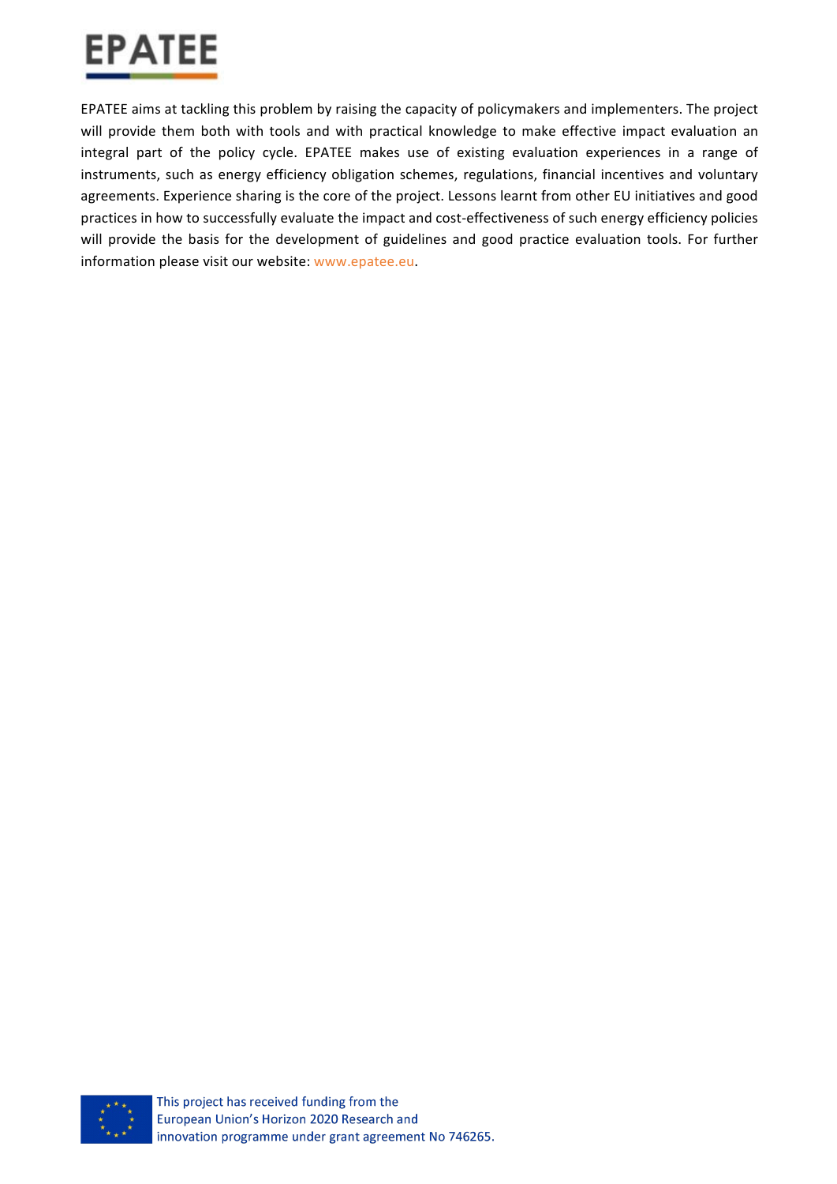EPATEE aims at tackling this problem by raising the capacity of policymakers and implementers. The project will provide them both with tools and with practical knowledge to make effective impact evaluation an integral part of the policy cycle. EPATEE makes use of existing evaluation experiences in a range of instruments, such as energy efficiency obligation schemes, regulations, financial incentives and voluntary agreements. Experience sharing is the core of the project. Lessons learnt from other EU initiatives and good practices in how to successfully evaluate the impact and cost-effectiveness of such energy efficiency policies will provide the basis for the development of guidelines and good practice evaluation tools. For further information please visit our website: www.epatee.eu.

This project has received funding from the European Union's Horizon 2020 Research and innovation programme under grant agreement No 746265.